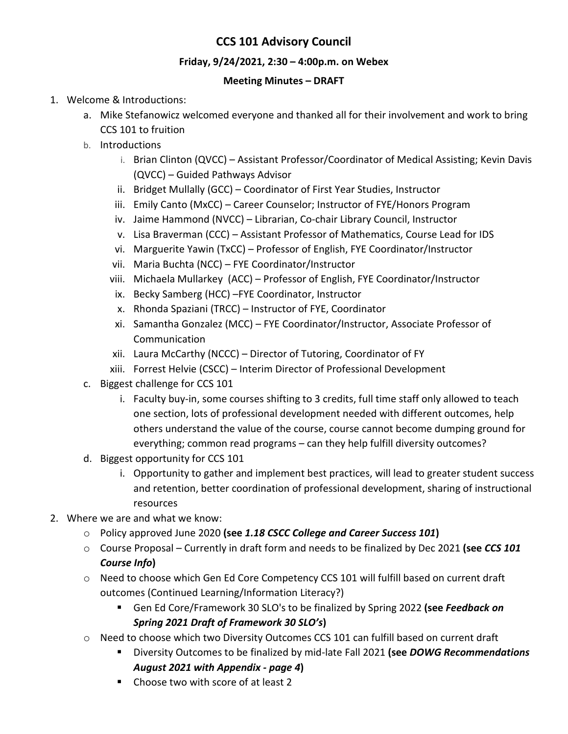# CCS 101 Advisory Council

**Friday, 9/24/2021, 2:30 – 4:00p.m. on Webex**

**Meeting Minutes – DRAFT**

1. Welcome & Introductions:
   a. Mike Stefanowicz welcomed everyone and thanked all for their involvement and work to bring CCS 101 to fruition
   b. Introductions
      i. Brian Clinton (QVCC) – Assistant Professor/Coordinator of Medical Assisting; Kevin Davis (QVCC) – Guided Pathways Advisor
      ii. Bridget Mullally (GCC) – Coordinator of First Year Studies, Instructor
      iii. Emily Canto (MxCC) – Career Counselor; Instructor of FYE/Honors Program
      iv. Jaime Hammond (NVCC) – Librarian, Co-chair Library Council, Instructor
      v. Lisa Braverman (CCC) – Assistant Professor of Mathematics, Course Lead for IDS
      vi. Marguerite Yawin (TxCC) – Professor of English, FYE Coordinator/Instructor
      vii. Maria Buchta (NCC) – FYE Coordinator/Instructor
      viii. Michaela Mullarkey (ACC) – Professor of English, FYE Coordinator/Instructor
      ix. Becky Samberg (HCC) –FYE Coordinator, Instructor
      x. Rhonda Spaziani (TRCC) – Instructor of FYE, Coordinator
      xi. Samantha Gonzalez (MCC) – FYE Coordinator/Instructor, Associate Professor of Communication
      xii. Laura McCarthy (NCCC) – Director of Tutoring, Coordinator of FY
      xiii. Forrest Helvie (CSCC) – Interim Director of Professional Development
   c. Biggest challenge for CCS 101
      i. Faculty buy-in, some courses shifting to 3 credits, full time staff only allowed to teach one section, lots of professional development needed with different outcomes, help others understand the value of the course, course cannot become dumping ground for everything; common read programs – can they help fulfill diversity outcomes?
   d. Biggest opportunity for CCS 101
      i. Opportunity to gather and implement best practices, will lead to greater student success and retention, better coordination of professional development, sharing of instructional resources
2. Where we are and what we know:
   - Policy approved June 2020 **(see *1.18 CSCC College and Career Success 101*)**
   - Course Proposal – Currently in draft form and needs to be finalized by Dec 2021 **(see *CCS 101 Course Info*)**
   - Need to choose which Gen Ed Core Competency CCS 101 will fulfill based on current draft outcomes (Continued Learning/Information Literacy?)
     - Gen Ed Core/Framework 30 SLO's to be finalized by Spring 2022 **(see *Feedback on Spring 2021 Draft of Framework 30 SLO's*)**
   - Need to choose which two Diversity Outcomes CCS 101 can fulfill based on current draft
     - Diversity Outcomes to be finalized by mid-late Fall 2021 **(see *DOWG Recommendations August 2021 with Appendix - page 4*)**
     - Choose two with score of at least 2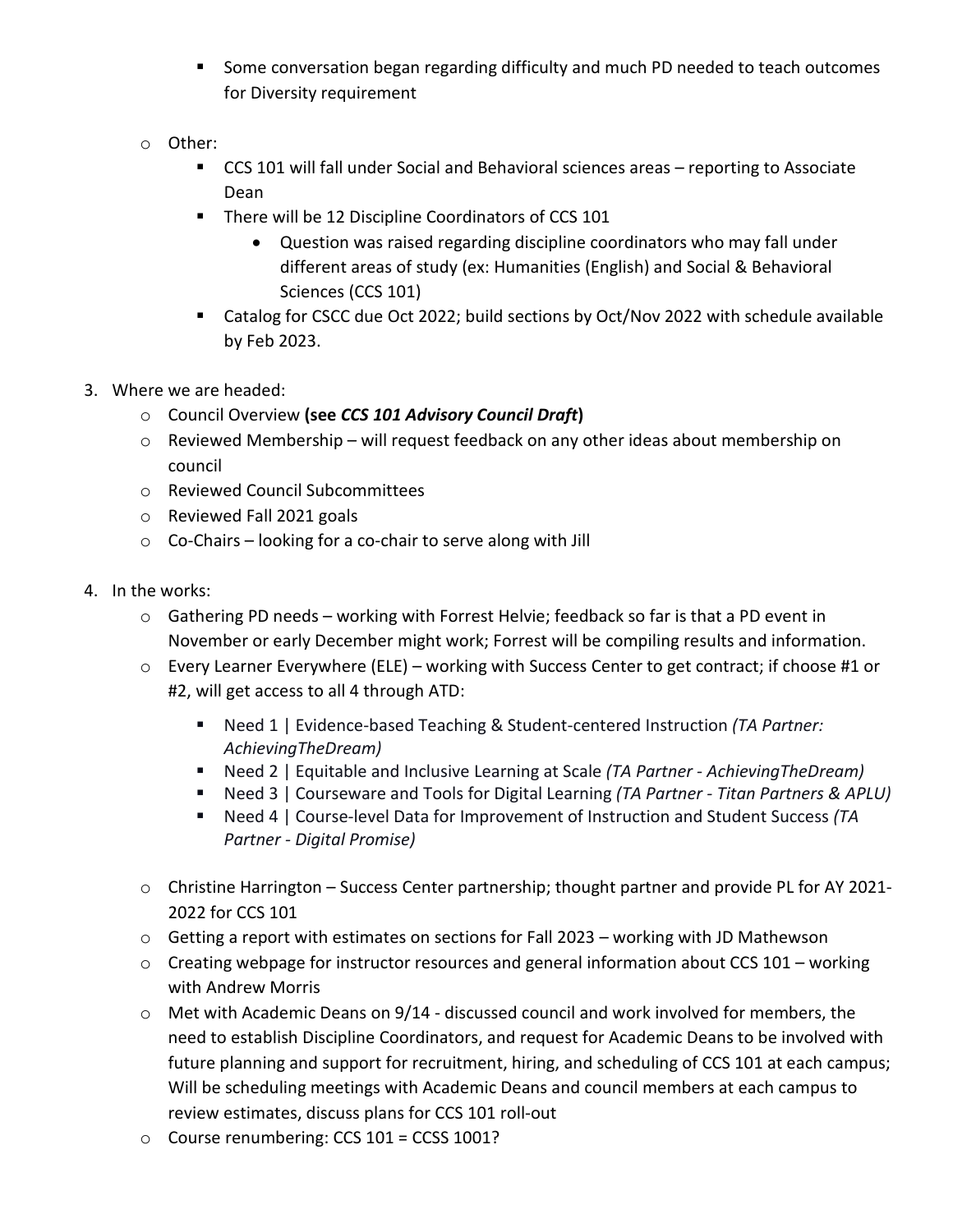- Some conversation began regarding difficulty and much PD needed to teach outcomes for Diversity requirement

   - Other:
      - CCS 101 will fall under Social and Behavioral sciences areas – reporting to Associate Dean
      - There will be 12 Discipline Coordinators of CCS 101
         - Question was raised regarding discipline coordinators who may fall under different areas of study (ex: Humanities (English) and Social & Behavioral Sciences (CCS 101)
      - Catalog for CSCC due Oct 2022; build sections by Oct/Nov 2022 with schedule available by Feb 2023.

3. Where we are headed:
   - Council Overview **(see *CCS 101 Advisory Council Draft*)**
   - Reviewed Membership – will request feedback on any other ideas about membership on council
   - Reviewed Council Subcommittees
   - Reviewed Fall 2021 goals
   - Co-Chairs – looking for a co-chair to serve along with Jill

4. In the works:
   - Gathering PD needs – working with Forrest Helvie; feedback so far is that a PD event in November or early December might work; Forrest will be compiling results and information.
   - Every Learner Everywhere (ELE) – working with Success Center to get contract; if choose #1 or #2, will get access to all 4 through ATD:
      - Need 1 | Evidence-based Teaching & Student-centered Instruction *(TA Partner: AchievingTheDream)*
      - Need 2 | Equitable and Inclusive Learning at Scale *(TA Partner - AchievingTheDream)*
      - Need 3 | Courseware and Tools for Digital Learning *(TA Partner - Titan Partners & APLU)*
      - Need 4 | Course-level Data for Improvement of Instruction and Student Success *(TA Partner - Digital Promise)*
   - Christine Harrington – Success Center partnership; thought partner and provide PL for AY 2021-2022 for CCS 101
   - Getting a report with estimates on sections for Fall 2023 – working with JD Mathewson
   - Creating webpage for instructor resources and general information about CCS 101 – working with Andrew Morris
   - Met with Academic Deans on 9/14 - discussed council and work involved for members, the need to establish Discipline Coordinators, and request for Academic Deans to be involved with future planning and support for recruitment, hiring, and scheduling of CCS 101 at each campus; Will be scheduling meetings with Academic Deans and council members at each campus to review estimates, discuss plans for CCS 101 roll-out
   - Course renumbering: CCS 101 = CCSS 1001?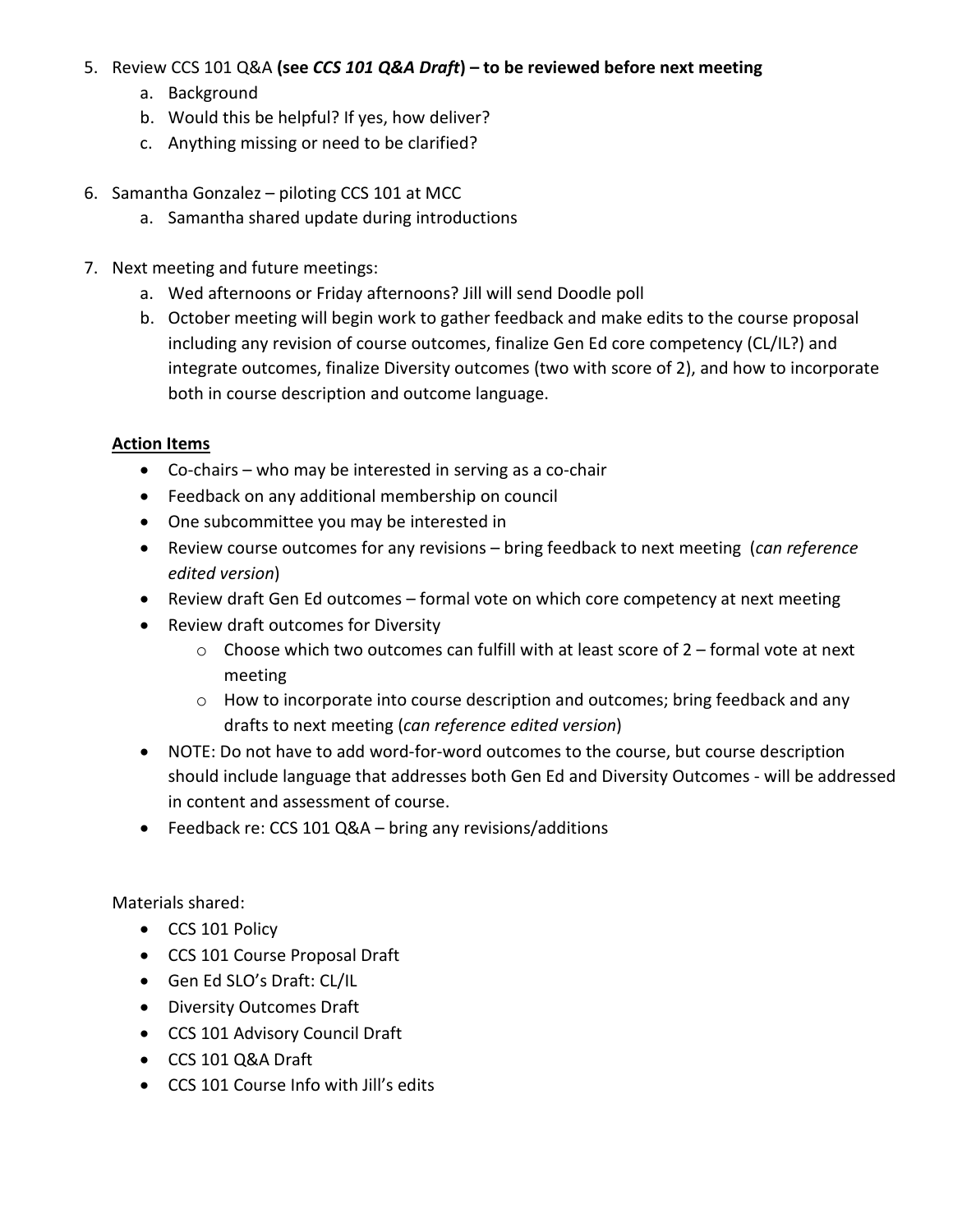5. Review CCS 101 Q&A **(see *CCS 101 Q&A Draft*) – to be reviewed before next meeting**
    a. Background
    b. Would this be helpful? If yes, how deliver?
    c. Anything missing or need to be clarified?

6. Samantha Gonzalez – piloting CCS 101 at MCC
    a. Samantha shared update during introductions

7. Next meeting and future meetings:
    a. Wed afternoons or Friday afternoons? Jill will send Doodle poll
    b. October meeting will begin work to gather feedback and make edits to the course proposal including any revision of course outcomes, finalize Gen Ed core competency (CL/IL?) and integrate outcomes, finalize Diversity outcomes (two with score of 2), and how to incorporate both in course description and outcome language.

**<u>Action Items</u>**

- Co-chairs – who may be interested in serving as a co-chair
- Feedback on any additional membership on council
- One subcommittee you may be interested in
- Review course outcomes for any revisions – bring feedback to next meeting (*can reference edited version*)
- Review draft Gen Ed outcomes – formal vote on which core competency at next meeting
- Review draft outcomes for Diversity
    - Choose which two outcomes can fulfill with at least score of 2 – formal vote at next meeting
    - How to incorporate into course description and outcomes; bring feedback and any drafts to next meeting (*can reference edited version*)
- NOTE: Do not have to add word-for-word outcomes to the course, but course description should include language that addresses both Gen Ed and Diversity Outcomes - will be addressed in content and assessment of course.
- Feedback re: CCS 101 Q&A – bring any revisions/additions

Materials shared:

- CCS 101 Policy
- CCS 101 Course Proposal Draft
- Gen Ed SLO's Draft: CL/IL
- Diversity Outcomes Draft
- CCS 101 Advisory Council Draft
- CCS 101 Q&A Draft
- CCS 101 Course Info with Jill's edits